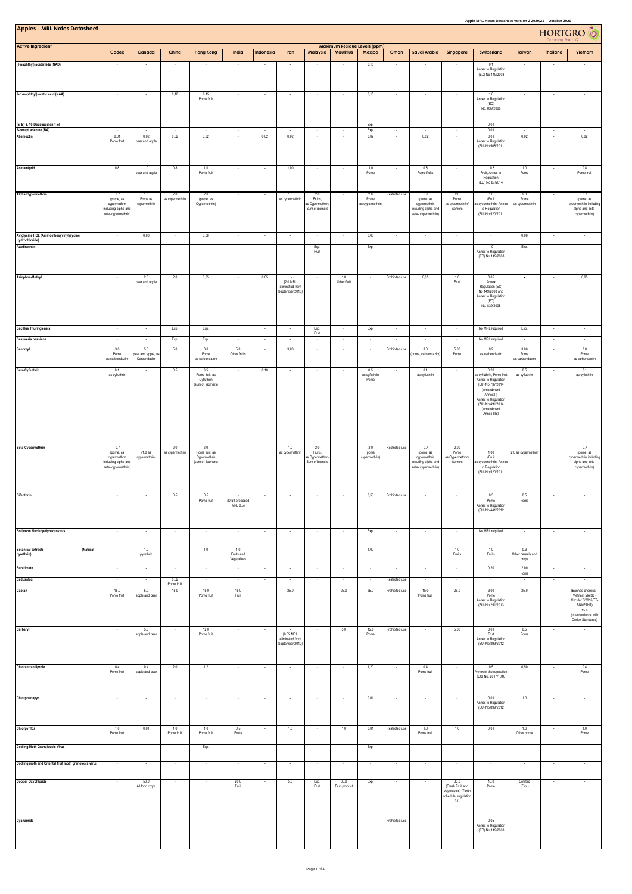# Apples - MRL Notes Datasheet

HORTGRO Growing Fruit IQ

| Active Ingredient | Maximum Residue Levels (ppm) | | | | | | | | | | | | | | | |
|---|---|---|---|---|---|---|---|---|---|---|---|---|---|---|---|---|
| | Codex | Canada | China | Hong Kong | India | Indonesia | Iran | Malaysia | Mauritius | Mexico | Oman | Saudi Arabia | Singapore | Switzerland | Taiwan | Thailand | Vietnam |
| (1-naphthyl) acetamide (NAD) | - | - | - | - | - | - | - | - | - | 0,15 | - | - | - | 0.1 Annex to Regulation (EC) No 149/2008 | - | - | - |
| 2-(1-naphthyl) acetic acid (NAA) | - | - | 0,10 | 0.15 Pome fruit | - | - | - | - | - | 0,15 | - | - | - | 1.0 Annex to Regulation (EC) No. 839/2008 | - | - | - |
| (E, E)-8, 10-Dodecadien-1-ol | - | - | - | - | - | - | - | - | - | Exp. | - | - | - | 0,01 | - | - | - |
| 6-benzyl adenine (BA) | - | - | - | - | - | - | - | - | - | Exp. | - | - | - | 0,01 | - | - | - |
| Abamectin | 0,01 Pome fruit | 0.02 pear and apple | 0,02 | 0,02 | - | 0,02 | 0,02 | - | - | 0,02 | - | 0,02 | - | 0.01 Annex to Regulation (EU) No 508/2011 | 0,02 | - | 0,02 |
| Acetamiprid | 0,8 | 1.0 pear and apple | 0,8 | 1.0 Pome fruit | - | - | 1,00 | - | - | 1.0 Pome | - | 0.8 Pome fruits | - | 0.8 Fruit, Annex to Regulation (EU) No 87/2014 | 1.0 Pome | - | 0.8 Pome fruit |
| Alpha-Cypermethrin | 0.7 (pome, as cypermethrin including alpha-and zeta- cypermethrin) | 1.0 Pome as cypermethrin | 2.0 as cypermethrin | 2.0 (pome, as Cypermethrin) | - | - | 1.0 as cypermethrin | 2.0 Fruits, as Cypermethrin/ Sum of isomers | - | 2.0 Pome as cypermethrin | Restricted use | 0.7 (pome, as cypermethrin including alpha-and zeta- cypermethrin) | 2.0 Pome as cypermethrin/ isomers | 1.0 (Fruit as cypermethrin) Annex to Regulation (EU) No 520/2011 | 2.0 Pome as cypermethrin | - | 0.7 (pome, as cypermethrin including alpha-and zeta- cypermethrin) |
| Aviglycine HCL (Aminoethoxyvinylglycine Hydrochloride) | - | 0,08 | - | 0,08 | - | - | - | - | - | 0.08 | - | - | - | - | 0,08 | - | - |
| Azadirachtin | - | - | - | - | - | - | - | Exp. Fruit | - | Exp. | - | - | - | 1.0 Annex to Regulation (EC) No 149/2008 | Exp. | - | - |
| Azinphos-Methyl | - | 2.0 pear and apple | 2,0 | 0,05 | - | 0,05 | [2.0 MRL eliminated from September 2010] | - | 1.0 Other fruit | - | Prohibited use | 0,05 | 1.0 Fruit | 0.05 Annex Regulation (EC) No 149/2008 and Annex to Regulation (EC) No. 839/2008 | - | - | 0,05 |
| Bacillus Thuringiensis | - | - | Exp. | Exp. | | - | - | Exp. Fruit | - | Exp. | - | - | - | No MRL required | Exp. | - | - |
| Beauveria bassiana | - | - | Exp. | Exp. | - | - | - | - | - | - | - | - | - | No MRL required | - | - | - |
| Benomyl | 3.0 Pome as carbendazim | 5.0 pear and apple, as Carbendazim | 5,0 | 3.0 Pome as carbendazim | 5.0 Other fruits | - | 3,00 | - | - | - | Prohibited use | 3.0 (pome, carbendazim) | 5.00 Pome | 0.2 as carbendazim | 3.00 Pome as carbendazim | - | 3.0 Pome as carbendazim |
| Beta-Cyfluthrin | 0.1 as cyfluthrin | - | 0,5 | 0.5 Pome fruit, as Cyfluthrin (sum of isomers) | - | 0,10 | - | - | - | 0.5 as cyfluthrin Pome | - | 0.1 as cyfluthrin | - | 0.20 as cyfluthrin, Pome fruit Annex to Regulation (EU) No 737/2014 (Amendment Annex II) Annex to Regulation (EU) No 491/2014 (Amendment Annex IIIB) | 0.5 as cyfluthrin | - | 0.1 as cyfluthrin |
| Beta-Cypermethrin | 0.7 (pome, as cypermethrin including alpha-and zeta- cypermethrin) | - (1.0 as cypermethrin) | 2.0 as cypermethrin | 2.0 Pome fruit, as Cypermethrin (sum of isomers) | - | - | 1.0 as cypermethrin | 2.0 Fruits, as Cypermethrin/ Sum of isomers | - | 2,0 (pome, cypermethrin) | Restricted use | 0.7 (pome, as cypermethrin including alpha-and zeta- cypermethrin) | 2.00 Pome as Cypermethrin/ isomers | - 1.00 (Fruit as cypermethrin) Annex to Regulation (EU) No 520/2011 | - 2.0 as cypermethrin | - | 0.7 (pome, as cypermethrin including alpha-and zeta- cypermethrin) |
| Bifenthrin | - | - | 0,5 | 0.5 Pome fruit | - (Draft proposed MRL 0.5) | - | - | - | - | 0,50 | Prohibited use | - | - | 0.3 Pome Annex to Regulation (EU) No 441/2012 | 0.5 Pome | - | - |
| Bollworm Nucleopolyhedrovirus | - | - | - | - | - | - | - | - | - | Exp. | - | - | - | No MRL required | - | - | - |
| Botanical extracts (Natural pyrethrin) | - | 1.0 pyrethrin | - | 1,0 | 1.0 Fruits and Vegetables | - | - | - | - | 1,00 | - | - | 1.0 Fruits | 1.0 Fruits | 0.3 Other cereals and crops | - | - |
| Bupirimate | - | - | - | - | - | - | - | - | - | - | - | - | - | 0,20 | 2.00 Pome | - | - |
| Cadusafos | - | - | 0.02 Pome fruit | - | - | - | - | - | - | - | Restricted use | - | - | - | - | - | - |
| Captan | 15.0 Pome fruit | 5.0 apple and pear | 15,0 | 15.0 Pome fruit | 15.0 Fruit | - | 25,0 | - | 25,0 | 25,0 | Prohibited use | 15.0 Pome fruit | 25,0 | 3.00 Pome Annex to Regulation (EU) No 251/2013 | 25.0 | - | (Banned chemical - Vietnam MARD - Circular 3/2016/TT-BNNPTNT) 15.0 (In accordance with Codex Standards) |
| Carbaryl | - | 5.0 apple and pear | - | 12.0 Pome fruit | - | - | [0.05 MRL eliminated from September 2010] | - | 5,0 | 12.0 Pome | Prohibited use | - | 5,00 | 0.01 Fruit Annex to Regulation (EU) No 899/2012 | 0.5 Pome | - | - |
| Chlorantraniliprole | 0.4 Pome fruit | 0.4 apple and pear | 2,0 | 1,2 | - | - | - | - | - | 1,20 | - | 0.4 Pome fruit | - | 0.5 Annex of the regulation (EC) No. 2017/1016 | 0,50 | - | 0.4 Pome |
| Chlorphenapyr | - | - | - | - | - | - | - | - | - | 0.01 | - | - | - | 0.01 Annex to Regulation (EU) No.899/2012 | 1.0 | - | - |
| Chlorpyrifos | 1.0 Pome fruit | 0,01 | 1.0 Pome fruit | 1.0 Pome fruit | 0.5 Fruits | - | 1,0 | - | 1,0 | 0,01 | Restricted use | 1.0 Pome fruit | 1,0 | 0,01 | 1.0 Other pome | - | 1.0 Pome |
| Codling Moth Granulosis Virus | - | - | - | Exp. | - | - | - | - | - | Exp. | - | - | - | - | - | - | - |
| Codling moth and Oriental fruit moth granolosis virus | - | - | - | - | - | - | - | - | - | - | - | - | - | - | - | - | - |
| Copper Oxychloride | - | 50.0 All food crops | - | - | 20.0 Fruit | - | 5,0 | Exp. Fruit | 30.0 Fruit product | Exp. | - | - | 30.0 (Fresh Fruit and Vegetables) (Tenth schedule, regulation 31) | 15.0 Pome | Omitted (Exp.) | - | - |
| Cyanamide | - | - | - | - | - | - | - | - | - | - | Prohibited use | - | - | 0.05 Annex to Regulation (EC) No 149/2008 | - | - | - |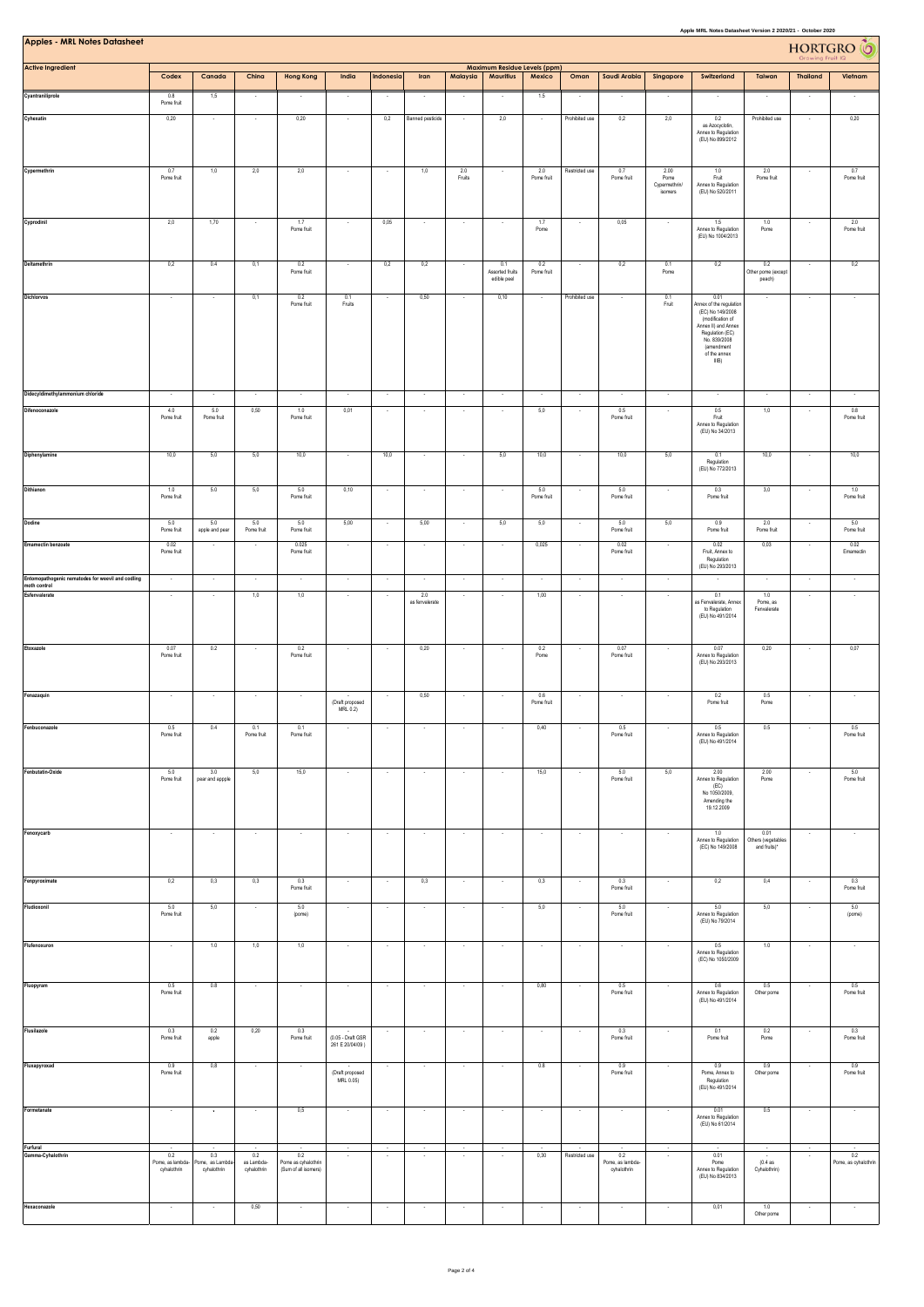# Apples - MRL Notes Datasheet

| Active Ingredient | Maximum Residue Levels (ppm) | | | | | | | | | | | | | | | | |
|---|---|---|---|---|---|---|---|---|---|---|---|---|---|---|---|---|---|
| | Codex | Canada | China | Hong Kong | India | Indonesia | Iran | Malaysia | Mauritius | Mexico | Oman | Saudi Arabia | Singapore | Switzerland | Taiwan | Thailand | Vietnam |
| Cyantraniliprole | 0.8 Pome fruit | 1,5 | - | - | - | - | - | - | - | 1.5 | - | - | - | - | - | - | - |
| Cyhexatin | 0,20 | - | - | 0,20 | - | 0,2 | Banned pesticids | - | 2,0 | - | Prohibited use | 0,2 | 2,0 | 0.2 as Azocyclotin, Annex to Regulation (EU) No 899/2012 | Prohibited use | - | 0,20 |
| Cypermethrin | 0.7 Pome fruit | 1,0 | 2,0 | 2,0 | - | - | 1,0 | 2.0 Fruits | - | 2.0 Pome fruit | Restricted use | 0.7 Pome fruit | 2.00 Pome Cypermethrin/ isomers | 1.0 Fruit Annex to Regulation (EU) No 520/2011 | 2.0 Pome fruit | - | 0.7 Pome fruit |
| Cyprodinil | 2,0 | 1,70 | - | 1.7 Pome fruit | - | 0,05 | - | - | - | 1.7 Pome | - | 0,05 | - | 1.5 Annex to Regulation (EU) No 1004/2013 | 1.0 Pome | - | 2.0 Pome fruit |
| Deltamethrin | 0,2 | 0.4 | 0,1 | 0.2 Pome fruit | - | 0,2 | 0,2 | - | 0.1 Assorted fruits edible peel | 0.2 Pome fruit | - | 0,2 | 0.1 Pome | 0,2 | 0.2 Other pome (except peach) | - | 0,2 |
| Dichlorvos | - | - | 0,1 | 0.2 Pome fruit | 0.1 Fruits | - | 0,50 | - | 0,10 | - | Prohibited use | - | 0.1 Fruit | 0.01 Annex of the regulation (EC) No 149/2008 (modification of Annex II) and Annex Regulation (EC) No. 839/2008 (amendment of the annex IIIB) | - | - | - |
| Didecyldimethylammonium chloride | - | - | - | - | - | - | - | - | - | - | - | - | - | - | - | - | - |
| Difenoconazole | 4.0 Pome fruit | 5.0 Pome fruit | 0,50 | 1.0 Pome fruit | 0,01 | - | - | - | - | 5,0 | - | 0.5 Pome fruit | - | 0.5 Fruit Annex to Regulation (EU) No 34/2013 | 1,0 | - | 0.8 Pome fruit |
| Diphenylamine | 10,0 | 5,0 | 5,0 | 10,0 | - | 10,0 | - | - | 5,0 | 10,0 | - | 10,0 | 5,0 | 0.1 Regulation (EU) No 772/2013 | 10,0 | - | 10,0 |
| Dithianon | 1.0 Pome fruit | 5.0 | 5,0 | 5.0 Pome fruit | 0,10 | - | - | - | - | 5.0 Pome fruit | - | 5.0 Pome fruit | - | 0.3 Pome fruit | 3,0 | - | 1.0 Pome fruit |
| Dodine | 5.0 Pome fruit | 5.0 apple and pear | 5.0 Pome fruit | 5.0 Pome fruit | 5,00 | - | 5,00 | - | 5,0 | 5,0 | - | 5.0 Pome fruit | 5,0 | 0.9 Pome fruit | 2.0 Pome fruit | - | 5.0 Pome fruit |
| Emamectin benzoate | 0.02 Pome fruit | - | - | 0.025 Pome fruit | - | - | - | - | - | 0,025 | - | 0.02 Pome fruit | - | 0.02 Fruit, Annex to Regulation (EU) No 293/2013 | 0,03 | - | 0.02 Emamectin |
| Entomopathogenic nematodes for weevil and codling moth control | - | - | - | - | - | - | - | - | - | - | - | - | - | - | - | - | - |
| Esfenvalerate | - | - | 1,0 | 1,0 | - | - | 2.0 as fenvalerate | - | - | 1,00 | - | - | - | 0.1 as Fenvalerate, Annex to Regulation (EU) No 491/2014 | 1.0 Pome, as Fenvalerate | - | - |
| Etoxazole | 0.07 Pome fruit | 0.2 | - | 0.2 Pome fruit | - | - | 0,20 | - | - | 0.2 Pome | - | 0.07 Pome fruit | - | 0.07 Annex to Regulation (EU) No 293/2013 | 0,20 | - | 0,07 |
| Fenazaquin | - | - | - | - | - (Draft proposed MRL 0.2) | - | 0,50 | - | - | 0.6 Pome fruit | - | - | - | 0.2 Pome fruit | 0.5 Pome | - | - |
| Fenbuconazole | 0.5 Pome fruit | 0.4 | 0.1 Pome fruit | 0.1 Pome fruit | - | - | - | - | - | 0,40 | - | 0.5 Pome fruit | - | 0.5 Annex to Regulation (EU) No 491/2014 | 0,5 | - | 0.5 Pome fruit |
| Fenbutatin-Oxide | 5.0 Pome fruit | 3.0 pear and appple | 5,0 | 15,0 | - | - | - | - | - | 15,0 | - | 5.0 Pome fruit | 5,0 | 2.00 Annex to Regulation (EC) No 1050/2009, Amending the 19.12.2009 | 2.00 Pome | - | 5.0 Pome fruit |
| Fenoxycarb | - | - | - | - | - | - | - | - | - | - | - | - | - | 1.0 Annex to Regulation (EC) No 149/2008 | 0.01 Others (vegetables and fruits)* | - | - |
| Fenpyroximate | 0,2 | 0,3 | 0,3 | 0.3 Pome fruit | - | - | 0,3 | - | - | 0,3 | - | 0.3 Pome fruit | - | 0,2 | 0,4 | - | 0.3 Pome fruit |
| Fludioxonil | 5.0 Pome fruit | 5,0 | - | 5,0 (pome) | - | - | - | - | - | 5,0 | - | 5.0 Pome fruit | - | 5.0 Annex to Regulation (EU) No 79/2014 | 5,0 | - | 5.0 (pome) |
| Flufenoxuron | - | 1.0 | 1,0 | 1,0 | - | - | - | - | - | - | - | - | - | 0.5 Annex to Regulation (EC) No 1050/2009 | 1.0 | - | - |
| Fluopyram | 0.5 Pome fruit | 0.8 | - | - | - | - | - | - | - | 0,80 | - | 0.5 Pome fruit | - | 0.6 Annex to Regulation (EU) No 491/2014 | 0.5 Other pome | - | 0.5 Pome fruit |
| Flusilazole | 0.3 Pome fruit | 0.2 apple | 0,20 | 0.3 Pome fruit | - (0.05 - Draft GSR 261 E 20/04/09 ) | - | - | - | - | - | - | 0.3 Pome fruit | - | 0.1 Pome fruit | 0.2 Pome | - | 0.3 Pome fruit |
| Fluxapyroxad | 0.9 Pome fruit | 0.8 | - | - | - (Draft proposed MRL 0.05) | - | - | - | - | 0.8 | - | 0.9 Pome fruit | - | 0.9 Pome, Annex to Regulation (EU) No 491/2014 | 0.9 Other pome | - | 0.9 Pome fruit |
| Formetanate | - | - | - | 0,5 | - | - | - | - | - | - | - | - | - | 0.01 Annex to Regulation (EU) No 61/2014 | 0.5 | - | - |
| Furfural | - | - | - | - | - | - | - | - | - | - | - | - | - | - | - | - | - |
| Gamma-Cyhalothrin | 0.2 Pome, as lambda-cyhalothrin | 0.3 Pome, as Lambda-cyhalothrin | 0.2 as Lambda-cyhalothrin | 0.2 Pome as cyhalothrin (Sum of all isomers) | - | - | - | - | - | 0,30 | Restricted use | 0.2 Pome, as lambda-cyhalothrin | - | 0.01 Pome Annex to Regulation (EU) No 834/2013 | - (0.4 as Cyhalothrin) | - | 0.2 Pome, as cyhalothrin |
| Hexaconazole | - | - | 0,50 | - | - | - | - | - | - | - | - | - | - | 0,01 | 1.0 Other pome | - | - |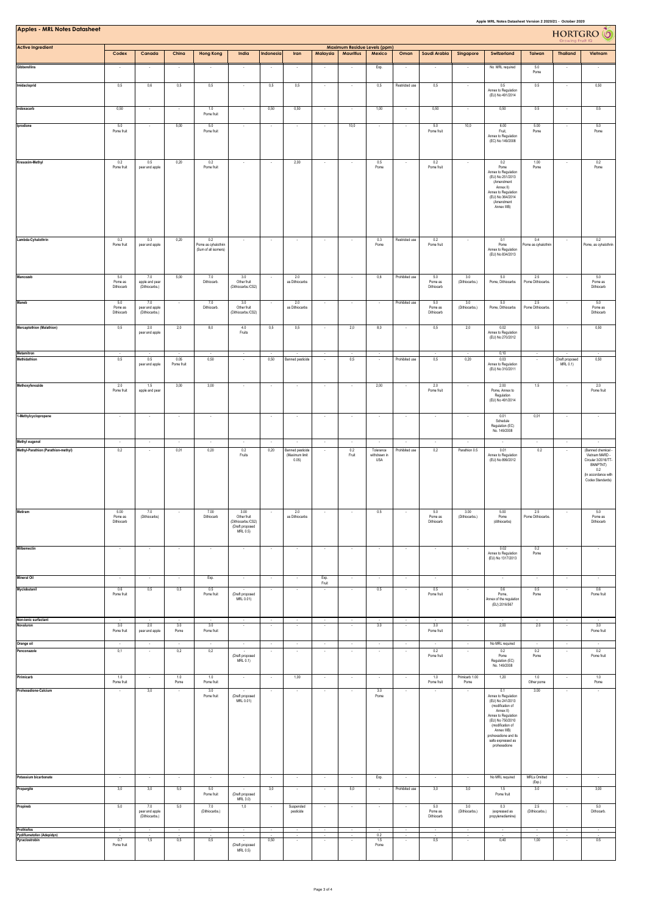# Apples - MRL Notes Datasheet

HORTGRO Growing Fruit IQ

| Active Ingredient | Maximum Residue Levels (ppm) | | | | | | | | | | | | | | | |
|---|---|---|---|---|---|---|---|---|---|---|---|---|---|---|---|---|
| | Codex | Canada | China | Hong Kong | India | Indonesia | Iran | Malaysia | Mauritius | Mexico | Oman | Saudi Arabia | Singapore | Switzerland | Taiwan | Thailand | Vietnam |
| Gibberellins | - | - | - | - | - | - | - | - | - | Exp. | - | - | - | No MRL required | 5.0 Pome | - | - |
| Imidacloprid | 0,5 | 0,6 | 0,5 | 0,5 | - | 0,5 | 0,5 | - | - | 0,5 | Restricted use | 0,5 | - | 0.5 Annex to Regulation (EU) No 491/2014 | 0.5 | - | 0,50 |
| Indoxacarb | 0,50 | - | - | 1.0 Pome fruit | - | 0,50 | 0.50 | - | - | 1,00 | - | 0,50 | - | 0,50 | 0.5 | - | 0.5 |
| Iprodione | 5.0 Pome fruit | - | 5,00 | 5.0 Pome fruit | - | - | - | - | 10,0 | - | - | 5.0 Pome fruit | 10,0 | 6.00 Fruit, Annex to Regulation (EC) No 149/2008 | 5.00 Pome | - | 5.0 Pome |
| Kresoxim-Methyl | 0.2 Pome fruit | 0.5 pear and apple | 0,20 | 0,2 Pome fruit | - | - | 2,00 | - | - | 0.5 Pome | - | 0.2 Pome fruit | - | 0.2 Pome Annex to Regulation (EU) No 251/2013 (Amendment Annex II) Annex to Regulation (EU) No 364/2014 (Amendment Annex IIIB) | 1.00 Pome | - | 0.2 Pome |
| Lambda-Cyhalothrin | 0.2 Pome fruit | 0.3 pear and apple | 0,20 | 0.2 Pome as cyhalothrin (Sum of all isomers) | - | - | - | - | - | 0.3 Pome | Restricted use | 0.2 Pome fruit | - | 0.1 Pome Annex to Regulation (EU) No 834/2013 | 0.4 Pome as cyhalothrin | - | 0.2 Pome, as cyhalothrin |
| Mancozeb | 5.0 Pome as Dithiocarb | 7.0 apple and pear (Dithiocarbs.) | 5,00 | 7.0 Dithiocarb. | 3.0 Other fruit (Dithiocarbs./CS2) | - | 2.0 as Dithiocarbs | - | - | 0,6 | Prohibited use | 5.0 Pome as Dithiocarb | 3.0 (Dithiocarbs.) | 5.0 Pome, Dithiocarbs | 2.5 Pome Dithiocarbs. | - | 5.0 Pome as Dithiocarb |
| Maneb | 5.0 Pome as Dithiocarb | 7.0 pear and apple (Dithiocarbs.) | - | 7.0 Dithiocarb. | 3.0 Other fruit (Dithiocarbs./CS2) | - | 2.0 as Dithiocarbs | - | - | - | Prohibited use | 5.0 Pome as Dithiocarb | 3.0 (Dithiocarbs.) | 5.0 Pome, Dithiocarbs | 2.5 Pome Dithiocarbs. | - | 5.0 Pome as Dithiocarb |
| Mercaptothion (Malathion) | 0,5 | 2.0 pear and apple | 2,0 | 8,0 | 4.0 Fruits | 0,5 | 0,5 | - | 2,0 | 8,0 | - | 0,5 | 2,0 | 0.02 Annex to Regulation (EU) No 270/2012 | 0.5 | - | 0,50 |
| Metamitron | - | - | - | - | - | - | - | - | - | - | - | - | - | 0,10 | - | - | - |
| Methidathion | 0,5 | 0.5 pear and apple | 0.05 Pome fruit | 0,50 | - | 0,50 | Banned pesticide | - | 0,5 | - | Prohibited use | 0,5 | 0,20 | 0.03 Annex to Regulation (EU) No 310/2011 | - | (Draft proposed MRL 0.1) | 0,50 |
| Methoxyfenozide | 2.0 Pome fruit | 1.5 apple and pear | 3,00 | 3,00 | - | - | - | - | - | 2,00 | - | 2.0 Pome fruit | - | 2.00 Pome, Annex to Regulation (EU) No 491/2014 | 1.5 | - | 2.0 Pome fruit |
| 1-Methylcyclopropene | - | - | - | - | - | - | - | - | - | - | - | - | - | 0.01 Schedule Regulation (EC) No. 149/2008 | 0,01 | - | - |
| Methyl eugenol | - | - | - | - | - | - | - | - | - | - | - | - | - | - | - | - | - |
| Methyl-Parathion (Parathion-methyl) | 0,2 | - | 0,01 | 0,20 | 0.2 Fruits | 0,20 | Banned pesticide (Maximum limit 0.05) | - | 0.2 Fruit | Tolerance withdrawn in USA | Prohibited use | 0,2 | Parathion 0.5 | 0.01 Annex to Regulation (EU) No 899/2012 | 0.2 | - | (Banned chemical - Vietnam MARD - Circular 3/2016/TT-BNNPTNT) 0.2 (In accordance with Codex Standards) |
| Metiram | 5.00 Pome as Dithiocarb | 7.0 (Dithiocarbs) | - | 7.00 Dithiocarb | 3.00 Other fruit (Dithiocarbs./CS2) (Draft proposed MRL 0.5) | - | 2.0 as Dithiocarbs | - | - | 0.5 | - | 5.0 Pome as Dithiocarb | 3.00 (Dithiocarbs.) | 5.00 Pome (dithiocarbs) | 2.5 Pome Dithiocarbs. | - | 5.0 Pome as Dithiocarb |
| Milbemectin | - | - | - | - | - | - | - | - | - | - | - | - | - | 0.02 Annex to Regulation (EU) No 1317/2013 | 0.2 Pome | - | - |
| Mineral Oil | - | - | - | Exp. | - | - | - | Exp. Fruit | - | - | - | - | | - | - | - | - |
| Myclobutanil | 0.6 Pome fruit | 0,5 | 0,5 | 0.5 Pome fruit | - (Draft proposed MRL 0.01) | - | - | - | - | 0.5 | - | 0.5 Pome fruit | - | 0.6 Pome, Annex of the regulation (EU) 2016/567 | 0.5 Pome | - | 0.6 Pome fruit |
| Non-ionic surfactant | - | - | - | - | - | - | - | - | - | - | - | - | - | - | - | - | - |
| Novaluron | 3.0 Pome fruit | 2.0 pear and apple | 3.0 Pome | 3.0 Pome fruit | - | - | - | - | - | 3.0 | - | 3.0 Pome fruit | - | 2,00 | 2.0 | - | 3.0 Pome fruit |
| Orange oil | - | - | - | - | - | - | - | - | - | - | - | - | - | No MRL required | - | - | - |
| Penconazole | 0,1 | - | 0,2 | 0,2 | - (Draft proposed MRL 0.1) | - | - | - | - | - | - | 0.2 Pome fruit | - | 0.2 Pome Regulation (EC) No. 149/2008 | 0.2 Pome | - | 0.2 Pome fruit |
| Pirimicarb | 1.0 Pome fruit | - | 1.0 Pome | 1.0 Pome fruit | - | - | 1,00 | - | - | - | - | 1.0 Pome fruit | Pirimicarb 1.00 Pome | 1,20 | 1.0 Other pome | - | 1.0 Pome |
| Prohexadione-Calcium | - | 3,0 | - | 3.0 Pome fruit | - (Draft proposed MRL 0.01) | - | - | - | - | 3.0 Pome | - | - | - | 0.1 Annex to Regulation (EU) No 241/2013 (modification of Annex II) Annex to Regulation (EU) No 750/2010 (modification of Annex IIIB) prohexadione and its salts expressed as prohexadione | 3.00 | - | - |
| Potassium bicarbonate | - | - | - | - | - | - | - | - | - | Exp. | - | - | - | No MRL required | MRLs Omitted (Exp.) | - | - |
| Propargite | 3,0 | 3,0 | 5,0 | 5.0 Pome fruit | - (Draft proposed MRL 3.0) | 3,0 | - | - | 5,0 | - | Prohibited use | 3,0 | 3,0 | 1.5 Pome fruit | 3.0 | - | 3,00 |
| Propineb | 5,0 | 7.0 pear and apple (Dithiocarbs.) | 5,0 | 7.0 (Dithiocarbs.) | 1,0 | - | Suspended pesticide | - | - | - | - | 5.0 Pome as Dithiocarb | 3.0 (Dithiocarbs.) | 0.3 (expressed as propylenediamine) | 2.5 (Dithiocarbs.) | - | 5.0 Dithiocarb |
| Prothiofos | - | - | - | - | - | - | - | - | - | - | - | - | - | - | - | - | - |
| Pydiflumetofen (Adepidyn) | - | - | - | - | - | - | - | - | - | 0.2 | - | - | - | - | - | - | - |
| Pyraclostrobin | 0.7 Pome fruit | 1,5 | 0,5 | 0,5 | - (Draft proposed MRL 0.5) | 0,50 | - | - | - | 1.5 Pome | - | 0,5 | - | 0,40 | 1,00 | - | 0.5 |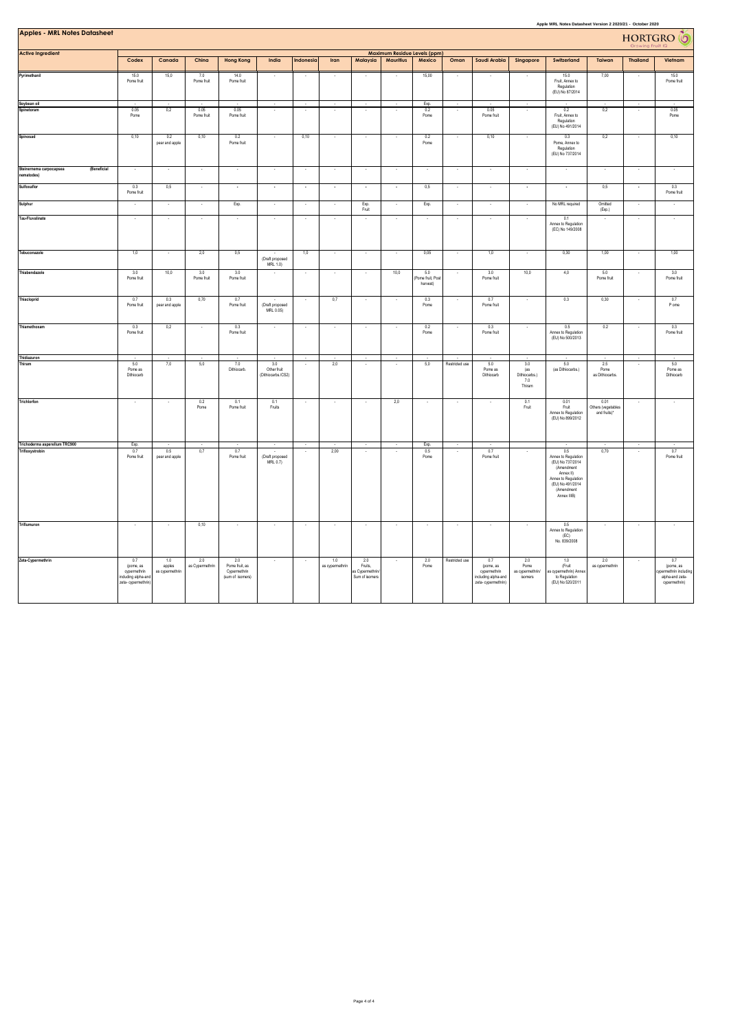# Apples - MRL Notes Datasheet

| Active Ingredient | Maximum Residue Levels (ppm) | | | | | | | | | | | | | | | | |
|---|---|---|---|---|---|---|---|---|---|---|---|---|---|---|---|---|---|
| | Codex | Canada | China | Hong Kong | India | Indonesia | Iran | Malaysia | Mauritius | Mexico | Oman | Saudi Arabia | Singapore | Switzerland | Taiwan | Thailand | Vietnam |
| Pyrimethanil | 15.0 Pome fruit | 15,0 | 7.0 Pome fruit | 14.0 Pome fruit | - | - | - | - | - | 15,00 | - | - | - | 15.0 Fruit, Annex to Regulation (EU) No 87/2014 | 7,00 | - | 15.0 Pome fruit |
| Soybean oil | - | - | - | - | - | - | - | - | - | Exp. | - | - | - | - | - | - | - |
| Spinetoram | 0.05 Pome | 0,2 | 0.05 Pome fruit | 0.05 Pome fruit | - | - | - | - | - | 0.2 Pome | - | 0.05 Pome fruit | - | 0.2 Fruit, Annex to Regulation (EU) No 491/2014 | 0,2 | - | 0.05 Pome |
| Spinosad | 0,10 | 0.2 pear and apple | 0,10 | 0.2 Pome fruit | - | 0,10 | - | - | - | 0.2 Pome | - | 0,10 | - | 0.3 Pome, Annex to Regulation (EU) No 737/2014 | 0,2 | - | 0,10 |
| Steinernema carpocapsea (Beneficial nematodes) | - | - | - | - | - | - | - | - | - | - | - | - | - | - | - | - | - |
| Sulfoxaflor | 0.3 Pome fruit | 0,5 | - | - | - | - | - | - | - | 0,5 | - | - | - | - | 0,5 | - | 0.3 Pome fruit |
| Sulphur | - | - | - | Exp. | - | - | - | Exp. Fruit | - | Exp. | - | - | - | No MRL required | Omitted (Exp.) | - | - |
| Tau-Fluvalinate | - | - | - | - | - | - | - | - | - | - | - | - | - | 0.1 Annex to Regulation (EC) No 149/2008 | - | - | - |
| Tebuconazole | 1,0 | - | 2,0 | 0,5 | - (Draft proposed MRL 1.0) | 1,0 | - | - | - | 0,05 | - | 1,0 | - | 0,30 | 1,00 | - | 1,00 |
| Thiabendazole | 3.0 Pome fruit | 10,0 | 3.0 Pome fruit | 3.0 Pome fruit | - | - | - | - | 10,0 | 5.0 (Pome fruit, Post harvest) | - | 3.0 Pome fruit | 10,0 | 4,0 | 5.0 Pome fruit | - | 3.0 Pome fruit |
| Thiacloprid | 0.7 Pome fruit | 0.3 pear and apple | 0,70 | 0.7 Pome fruit | - (Draft proposed MRL 0.05) | - | 0,7 | - | - | 0.3 Pome | - | 0.7 Pome fruit | - | 0.3 | 0,30 | - | 0.7 P ome |
| Thiamethoxam | 0.3 Pome fruit | 0,2 | - | 0.3 Pome fruit | - | - | - | - | - | 0.2 Pome | - | 0.3 Pome fruit | - | 0.5 Annex to Regulation (EU) No 500/2013 | 0.2 | - | 0.3 Pome fruit |
| Thidiazuron | - | - | - | - | - | - | - | - | - | - | - | - | - | - | - | - | - |
| Thiram | 5.0 Pome as Dithiocarb | 7,0 | 5,0 | 7.0 Dithiocarb. | 3.0 Other fruit (Dithiocarbs./CS2) | - | 2,0 | - | - | 5,0 | Restricted use | 5.0 Pome as Dithiocarb | 3.0 (as Dithiocarbs.) 7.0 Thiram | 5.0 (as Dithiocarbs.) | 2.5 Pome as Dithiocarbs. | - | 5.0 Pome as Dithiocarb |
| Trichlorfon | - | - | 0.2 Pome | 0.1 Pome fruit | 0.1 Fruits | - | - | - | 2,0 | - | - | - | 0.1 Fruit | 0.01 Fruit Annex to Regulation (EU) No 899/2012 | 0.01 Others (vegetables and fruits)* | - | - |
| Trichoderma asperellum TRC900 | Exp. | - | - | - | - | - | - | - | - | Exp. | - | - | | - | - | - | - |
| Trifloxystrobin | 0.7 Pome fruit | 0.5 pear and apple | 0,7 | 0.7 Pome fruit | - (Draft proposed MRL 0.7) | - | 2,00 | - | - | 0.5 Pome | - | 0.7 Pome fruit | - | 0.5 Annex to Regulation (EU) No 737/2014 (Amendment Annex II) Annex to Regulation (EU) No 491/2014 (Amendment Annex IIIB) | 0,70 | - | 0.7 Pome fruit |
| Triflumuron | - | - | 0,10 | - | - | - | - | - | - | - | - | - | - | 0.5 Annex to Regulation (EC) No. 839/2008 | - | - | - |
| Zeta-Cypermethrin | 0.7 (pome, as cypermethrin including alpha-and zeta- cypermethrin) | 1.0 apples as cypermethrin | 2.0 as Cypermethrin | 2.0 Pome fruit, as Cypermethrin (sum of isomers) | - | - | 1.0 as cypermethrin | 2.0 Fruits, as Cypermethrin/ Sum of isomers | - | 2.0 Pome | Restricted use | 0.7 (pome, as cypermethrin including alpha-and zeta- cypermethrin) | 2.0 Pome as cypermethrin/ isomers | 1.0 (Fruit as cypermethrin) Annex to Regulation (EU) No 520/2011 | 2.0 as cypermethrin | - | 0.7 (pome, as cypermethrin including alpha-and zeta- cypermethrin) |